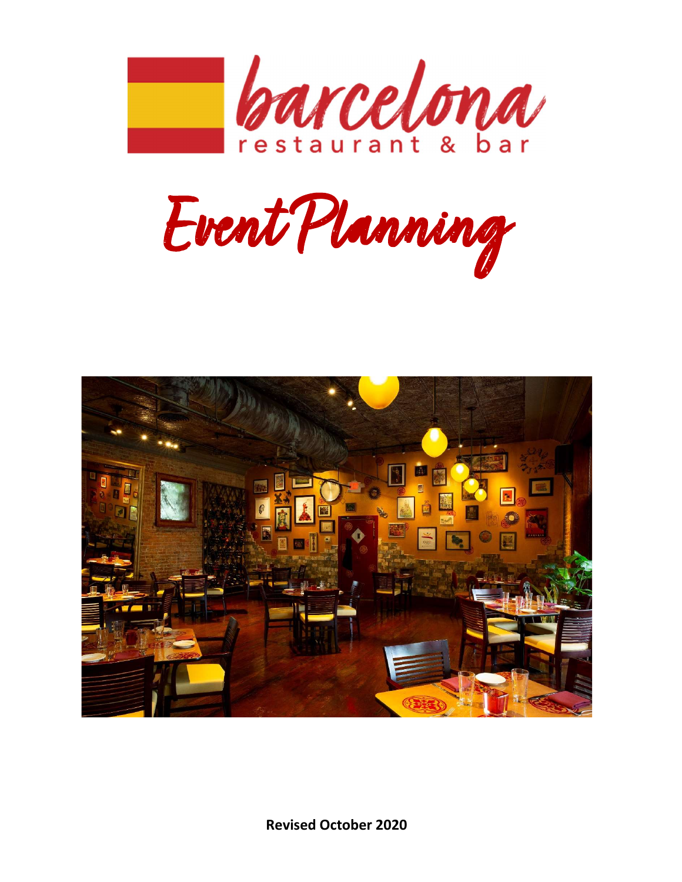barcelona
restaurant & bar

# Event Planning

**Revised October 2020**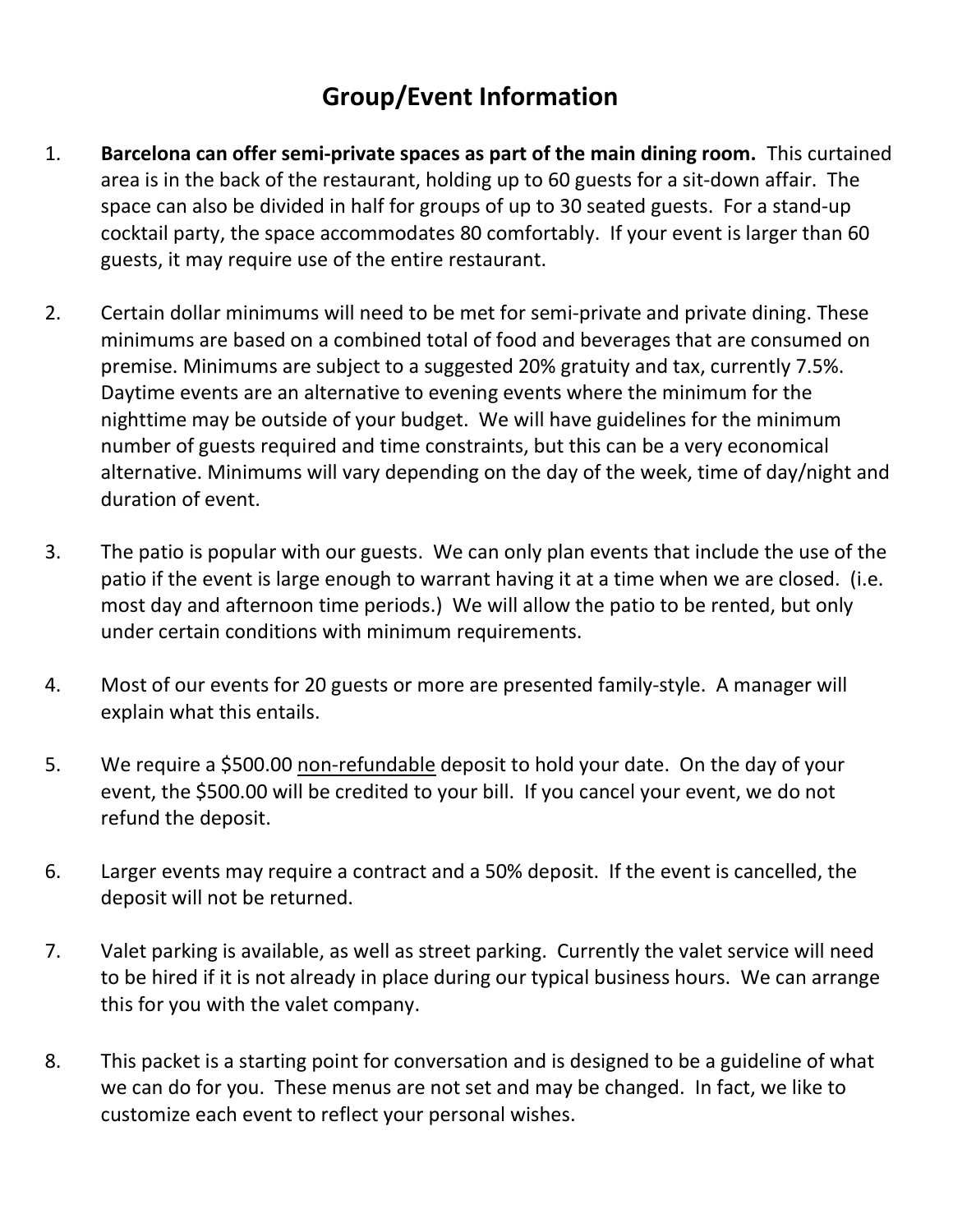# Group/Event Information

1. **Barcelona can offer semi-private spaces as part of the main dining room.** This curtained area is in the back of the restaurant, holding up to 60 guests for a sit-down affair. The space can also be divided in half for groups of up to 30 seated guests. For a stand-up cocktail party, the space accommodates 80 comfortably. If your event is larger than 60 guests, it may require use of the entire restaurant.

2. Certain dollar minimums will need to be met for semi-private and private dining. These minimums are based on a combined total of food and beverages that are consumed on premise. Minimums are subject to a suggested 20% gratuity and tax, currently 7.5%. Daytime events are an alternative to evening events where the minimum for the nighttime may be outside of your budget. We will have guidelines for the minimum number of guests required and time constraints, but this can be a very economical alternative. Minimums will vary depending on the day of the week, time of day/night and duration of event.

3. The patio is popular with our guests. We can only plan events that include the use of the patio if the event is large enough to warrant having it at a time when we are closed. (i.e. most day and afternoon time periods.) We will allow the patio to be rented, but only under certain conditions with minimum requirements.

4. Most of our events for 20 guests or more are presented family-style. A manager will explain what this entails.

5. We require a $500.00 <u>non-refundable</u> deposit to hold your date. On the day of your event, the $500.00 will be credited to your bill. If you cancel your event, we do not refund the deposit.

6. Larger events may require a contract and a 50% deposit. If the event is cancelled, the deposit will not be returned.

7. Valet parking is available, as well as street parking. Currently the valet service will need to be hired if it is not already in place during our typical business hours. We can arrange this for you with the valet company.

8. This packet is a starting point for conversation and is designed to be a guideline of what we can do for you. These menus are not set and may be changed. In fact, we like to customize each event to reflect your personal wishes.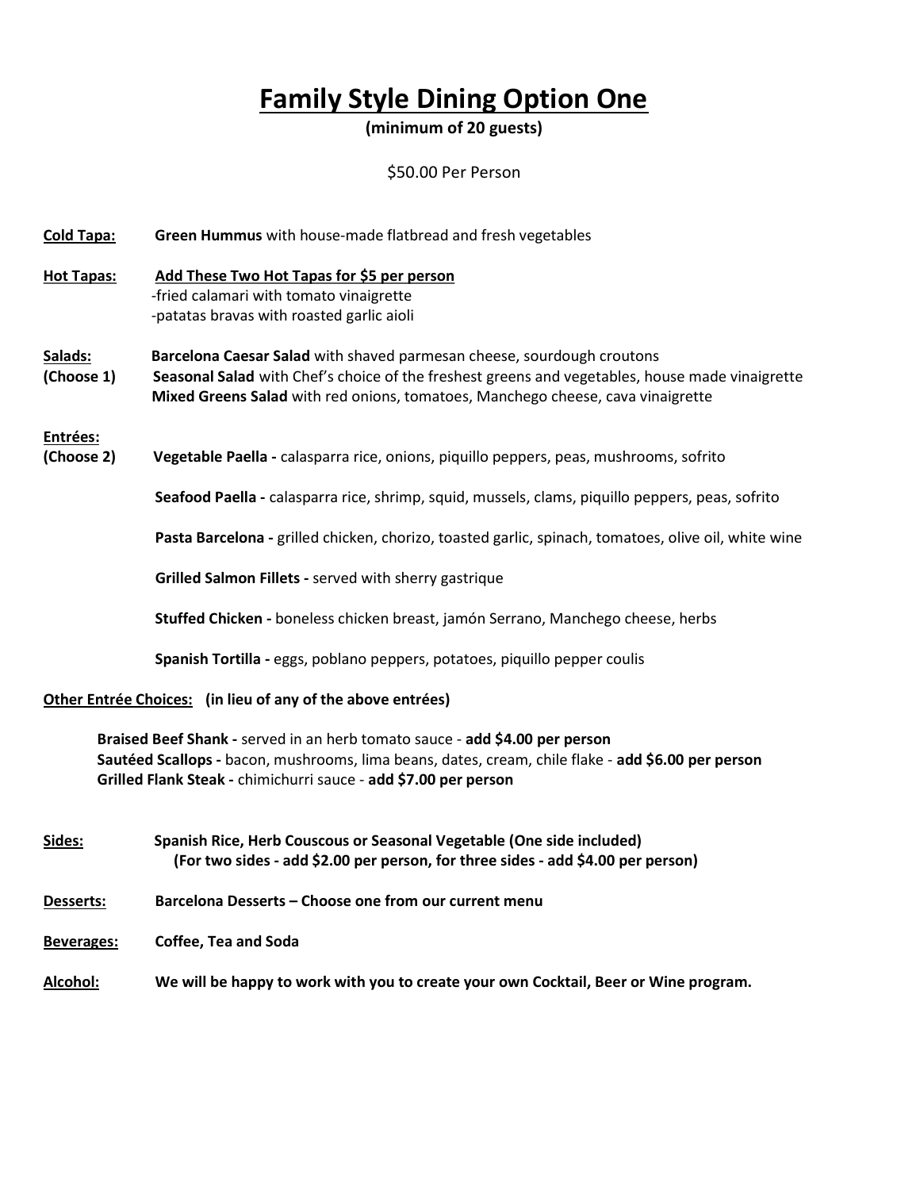# Family Style Dining Option One

**(minimum of 20 guests)**

$50.00 Per Person

**Cold Tapa:** **Green Hummus** with house-made flatbread and fresh vegetables

**Hot Tapas:** **Add These Two Hot Tapas for $5 per person**
- fried calamari with tomato vinaigrette
- patatas bravas with roasted garlic aioli

**Salads: (Choose 1)**
- **Barcelona Caesar Salad** with shaved parmesan cheese, sourdough croutons
- **Seasonal Salad** with Chef's choice of the freshest greens and vegetables, house made vinaigrette
- **Mixed Greens Salad** with red onions, tomatoes, Manchego cheese, cava vinaigrette

**Entrées: (Choose 2)**

**Vegetable Paella -** calasparra rice, onions, piquillo peppers, peas, mushrooms, sofrito

**Seafood Paella -** calasparra rice, shrimp, squid, mussels, clams, piquillo peppers, peas, sofrito

**Pasta Barcelona -** grilled chicken, chorizo, toasted garlic, spinach, tomatoes, olive oil, white wine

**Grilled Salmon Fillets -** served with sherry gastrique

**Stuffed Chicken -** boneless chicken breast, jamón Serrano, Manchego cheese, herbs

**Spanish Tortilla -** eggs, poblano peppers, potatoes, piquillo pepper coulis

**Other Entrée Choices: (in lieu of any of the above entrées)**

**Braised Beef Shank -** served in an herb tomato sauce - **add $4.00 per person**
**Sautéed Scallops -** bacon, mushrooms, lima beans, dates, cream, chile flake - **add $6.00 per person**
**Grilled Flank Steak -** chimichurri sauce - **add $7.00 per person**

**Sides:** **Spanish Rice, Herb Couscous or Seasonal Vegetable (One side included)**
**(For two sides - add $2.00 per person, for three sides - add $4.00 per person)**

**Desserts:** **Barcelona Desserts – Choose one from our current menu**

**Beverages:** **Coffee, Tea and Soda**

**Alcohol:** **We will be happy to work with you to create your own Cocktail, Beer or Wine program.**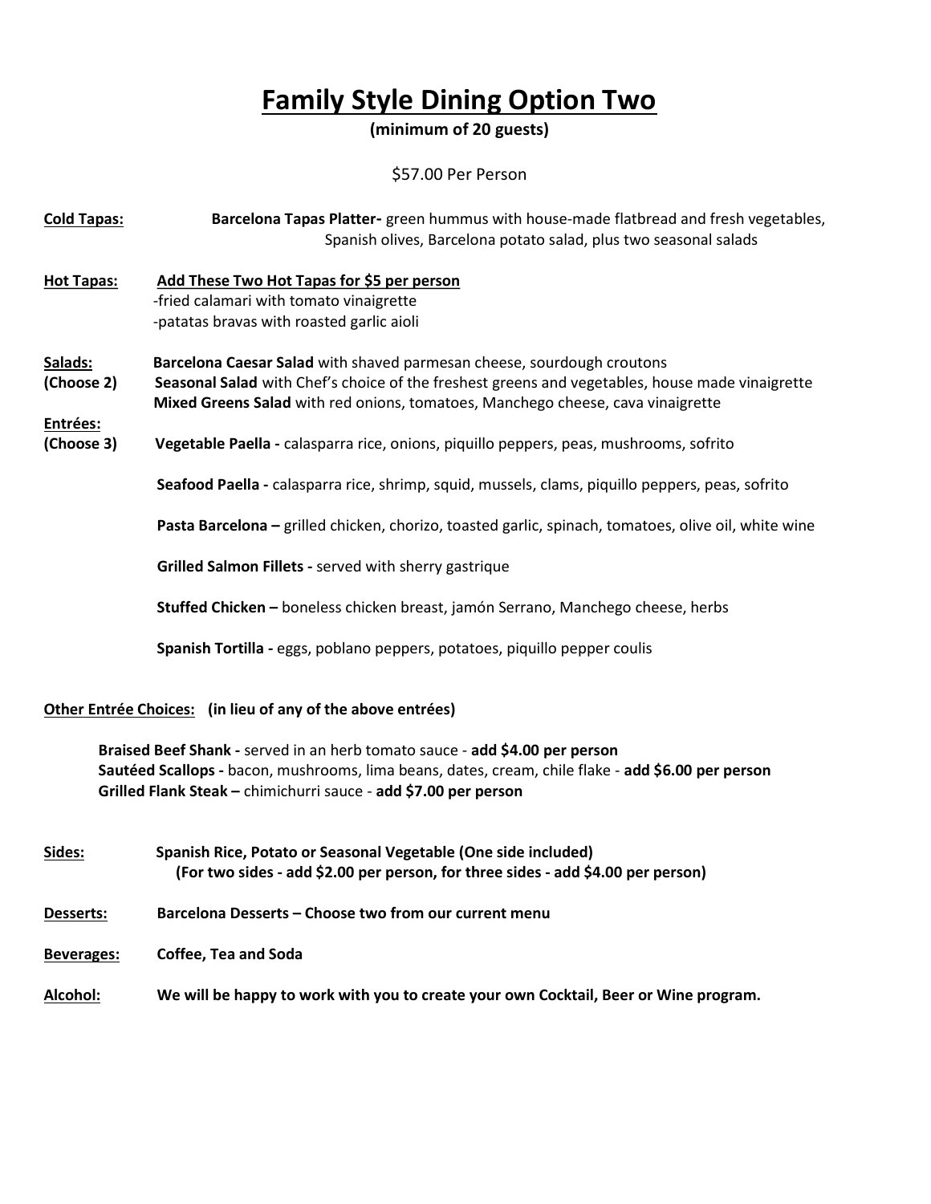# Family Style Dining Option Two

**(minimum of 20 guests)**

$57.00 Per Person

**Cold Tapas:** **Barcelona Tapas Platter-** green hummus with house-made flatbread and fresh vegetables, Spanish olives, Barcelona potato salad, plus two seasonal salads

**Hot Tapas:** **Add These Two Hot Tapas for $5 per person**

- fried calamari with tomato vinaigrette
- patatas bravas with roasted garlic aioli

**Salads: (Choose 2)**

**Barcelona Caesar Salad** with shaved parmesan cheese, sourdough croutons

**Seasonal Salad** with Chef's choice of the freshest greens and vegetables, house made vinaigrette

**Mixed Greens Salad** with red onions, tomatoes, Manchego cheese, cava vinaigrette

**Entrées: (Choose 3)**

**Vegetable Paella -** calasparra rice, onions, piquillo peppers, peas, mushrooms, sofrito

**Seafood Paella -** calasparra rice, shrimp, squid, mussels, clams, piquillo peppers, peas, sofrito

**Pasta Barcelona –** grilled chicken, chorizo, toasted garlic, spinach, tomatoes, olive oil, white wine

**Grilled Salmon Fillets -** served with sherry gastrique

**Stuffed Chicken –** boneless chicken breast, jamón Serrano, Manchego cheese, herbs

**Spanish Tortilla -** eggs, poblano peppers, potatoes, piquillo pepper coulis

**Other Entrée Choices: (in lieu of any of the above entrées)**

**Braised Beef Shank -** served in an herb tomato sauce - **add $4.00 per person**
**Sautéed Scallops -** bacon, mushrooms, lima beans, dates, cream, chile flake - **add $6.00 per person**
**Grilled Flank Steak –** chimichurri sauce - **add $7.00 per person**

**Sides:** **Spanish Rice, Potato or Seasonal Vegetable (One side included)**
**(For two sides - add $2.00 per person, for three sides - add $4.00 per person)**

**Desserts:** **Barcelona Desserts – Choose two from our current menu**

**Beverages:** **Coffee, Tea and Soda**

**Alcohol:** **We will be happy to work with you to create your own Cocktail, Beer or Wine program.**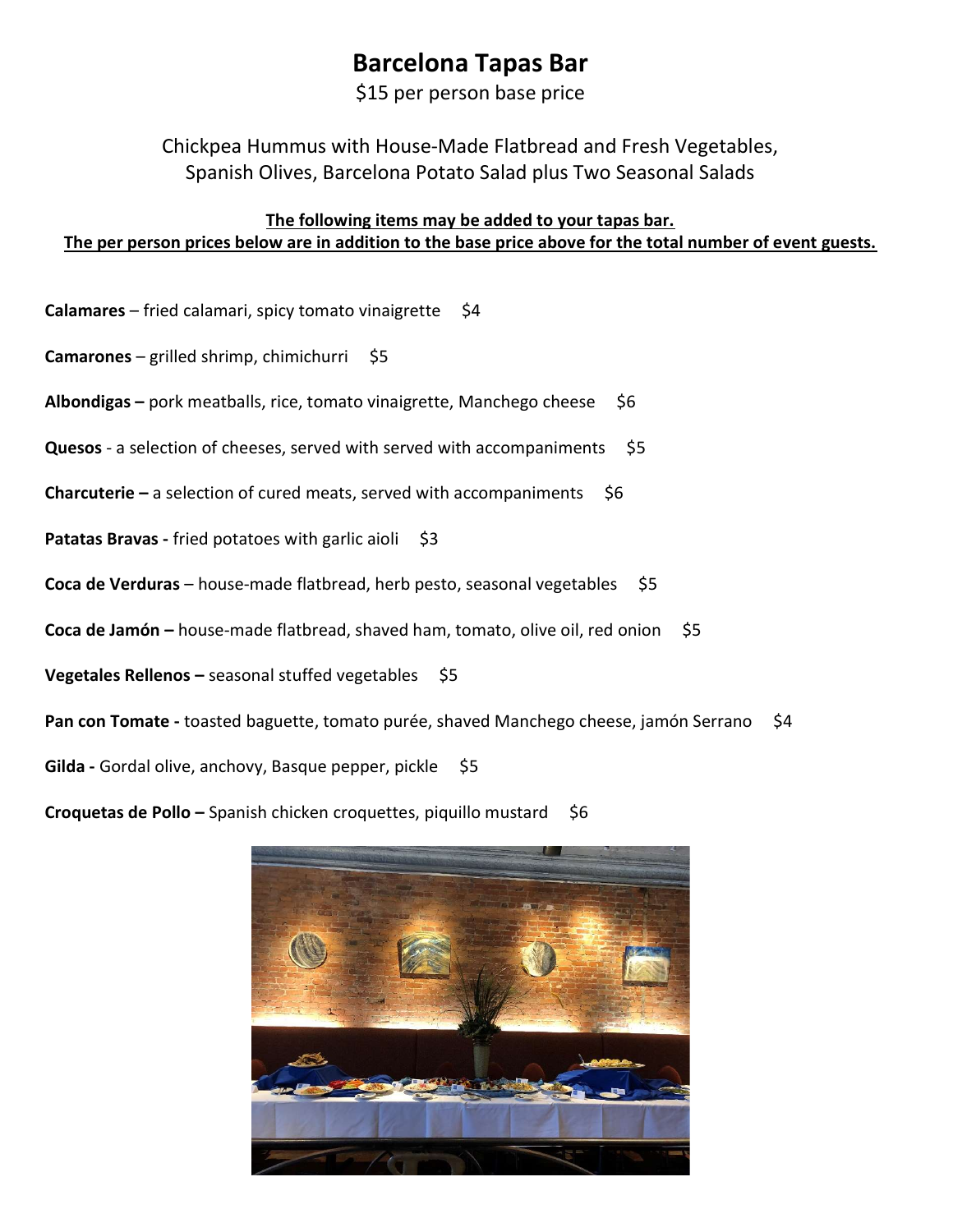# Barcelona Tapas Bar

$15 per person base price

Chickpea Hummus with House-Made Flatbread and Fresh Vegetables,
Spanish Olives, Barcelona Potato Salad plus Two Seasonal Salads

**The following items may be added to your tapas bar.**
**The per person prices below are in addition to the base price above for the total number of event guests.**

**Calamares** – fried calamari, spicy tomato vinaigrette $4

**Camarones** – grilled shrimp, chimichurri $5

**Albondigas –** pork meatballs, rice, tomato vinaigrette, Manchego cheese $6

**Quesos** - a selection of cheeses, served with served with accompaniments $5

**Charcuterie –** a selection of cured meats, served with accompaniments $6

**Patatas Bravas -** fried potatoes with garlic aioli $3

**Coca de Verduras** – house-made flatbread, herb pesto, seasonal vegetables $5

**Coca de Jamón –** house-made flatbread, shaved ham, tomato, olive oil, red onion $5

**Vegetales Rellenos –** seasonal stuffed vegetables $5

**Pan con Tomate -** toasted baguette, tomato purée, shaved Manchego cheese, jamón Serrano $4

**Gilda -** Gordal olive, anchovy, Basque pepper, pickle $5

**Croquetas de Pollo –** Spanish chicken croquettes, piquillo mustard $6